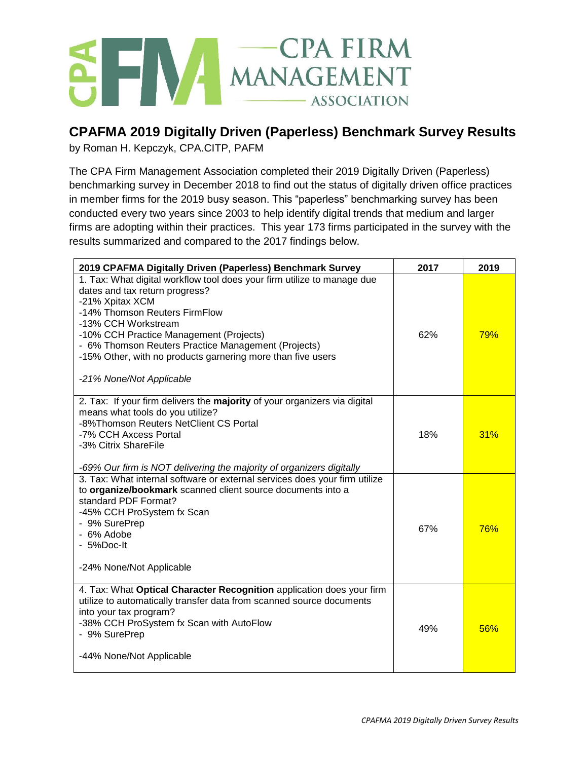# CPAFMA 2019 Digitally Driven (Paperless) Benchmark Survey Results

by Roman H. Kepczyk, CPA.CITP, PAFM

The CPA Firm Management Association completed their 2019 Digitally Driven (Paperless) benchmarking survey in December 2018 to find out the status of digitally driven office practices in member firms for the 2019 busy season. This "paperless" benchmarking survey has been conducted every two years since 2003 to help identify digital trends that medium and larger firms are adopting within their practices. This year 173 firms participated in the survey with the results summarized and compared to the 2017 findings below.

| 2019 CPAFMA Digitally Driven (Paperless) Benchmark Survey | 2017 | 2019 |
|---|---|---|
| 1. Tax: What digital workflow tool does your firm utilize to manage due dates and tax return progress?<br>-21% Xpitax XCM<br>-14% Thomson Reuters FirmFlow<br>-13% CCH Workstream<br>-10% CCH Practice Management (Projects)<br>- 6% Thomson Reuters Practice Management (Projects)<br>-15% Other, with no products garnering more than five users<br><br>*-21% None/Not Applicable* | 62% | 79% |
| 2. Tax: If your firm delivers the **majority** of your organizers via digital means what tools do you utilize?<br>-8%Thomson Reuters NetClient CS Portal<br>-7% CCH Axcess Portal<br>-3% Citrix ShareFile<br><br>*-69% Our firm is NOT delivering the majority of organizers digitally* | 18% | 31% |
| 3. Tax: What internal software or external services does your firm utilize to **organize/bookmark** scanned client source documents into a standard PDF Format?<br>-45% CCH ProSystem fx Scan<br>- 9% SurePrep<br>- 6% Adobe<br>- 5%Doc-It<br><br>-24% None/Not Applicable | 67% | 76% |
| 4. Tax: What **Optical Character Recognition** application does your firm utilize to automatically transfer data from scanned source documents into your tax program?<br>-38% CCH ProSystem fx Scan with AutoFlow<br>- 9% SurePrep<br><br>-44% None/Not Applicable | 49% | 56% |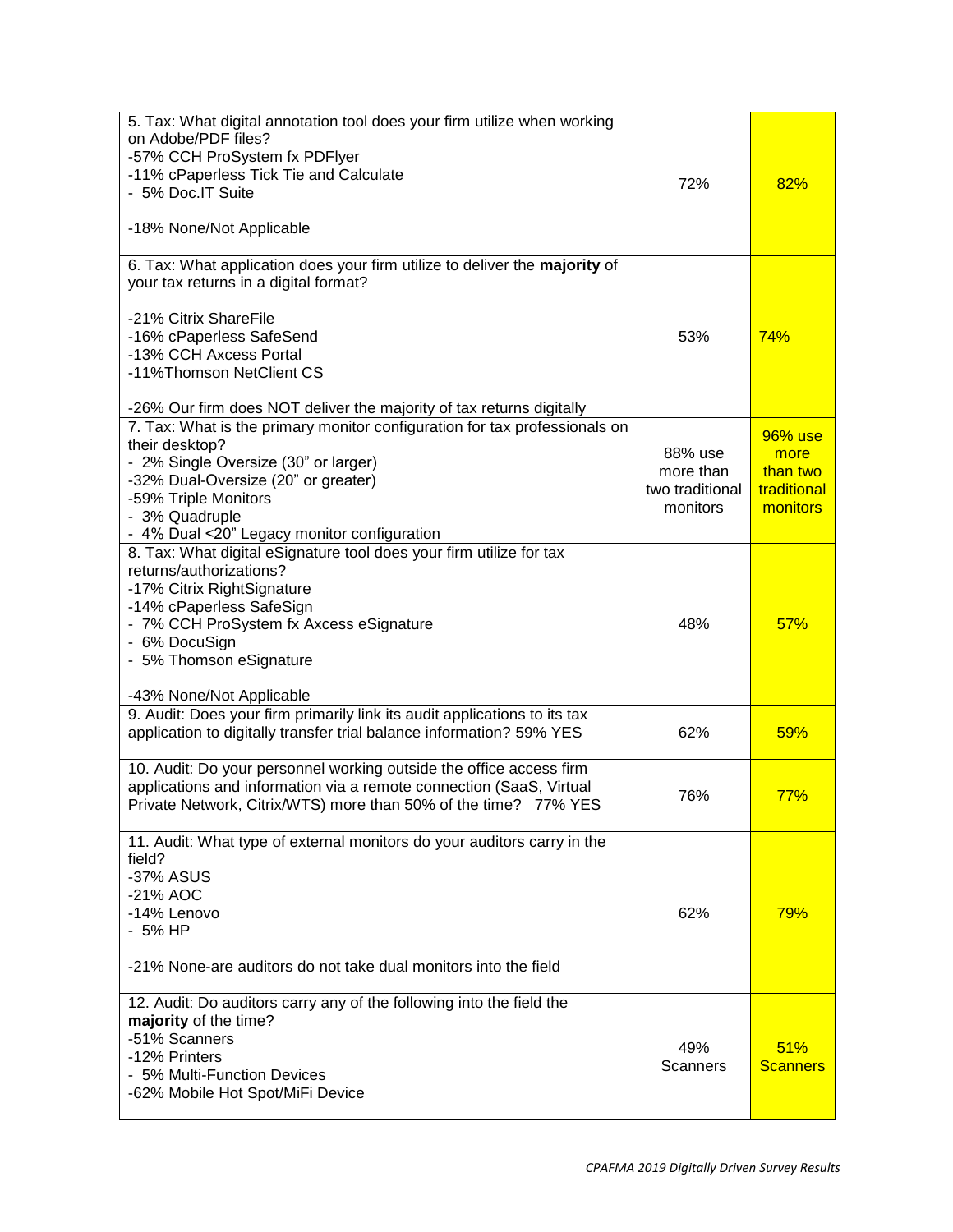| | | |
|---|---|---|
| 5. Tax: What digital annotation tool does your firm utilize when working on Adobe/PDF files?<br>-57% CCH ProSystem fx PDFlyer<br>-11% cPaperless Tick Tie and Calculate<br>- 5% Doc.IT Suite<br><br>-18% None/Not Applicable | 72% | 82% |
| 6. Tax: What application does your firm utilize to deliver the **majority** of your tax returns in a digital format?<br><br>-21% Citrix ShareFile<br>-16% cPaperless SafeSend<br>-13% CCH Axcess Portal<br>-11%Thomson NetClient CS<br><br>-26% Our firm does NOT deliver the majority of tax returns digitally | 53% | 74% |
| 7. Tax: What is the primary monitor configuration for tax professionals on their desktop?<br>- 2% Single Oversize (30" or larger)<br>-32% Dual-Oversize (20" or greater)<br>-59% Triple Monitors<br>- 3% Quadruple<br>- 4% Dual <20" Legacy monitor configuration | 88% use more than two traditional monitors | 96% use more than two traditional monitors |
| 8. Tax: What digital eSignature tool does your firm utilize for tax returns/authorizations?<br>-17% Citrix RightSignature<br>-14% cPaperless SafeSign<br>- 7% CCH ProSystem fx Axcess eSignature<br>- 6% DocuSign<br>- 5% Thomson eSignature<br><br>-43% None/Not Applicable | 48% | 57% |
| 9. Audit: Does your firm primarily link its audit applications to its tax application to digitally transfer trial balance information? 59% YES | 62% | 59% |
| 10. Audit: Do your personnel working outside the office access firm applications and information via a remote connection (SaaS, Virtual Private Network, Citrix/WTS) more than 50% of the time? 77% YES | 76% | 77% |
| 11. Audit: What type of external monitors do your auditors carry in the field?<br>-37% ASUS<br>-21% AOC<br>-14% Lenovo<br>- 5% HP<br><br>-21% None-are auditors do not take dual monitors into the field | 62% | 79% |
| 12. Audit: Do auditors carry any of the following into the field the **majority** of the time?<br>-51% Scanners<br>-12% Printers<br>- 5% Multi-Function Devices<br>-62% Mobile Hot Spot/MiFi Device | 49% Scanners | 51% Scanners |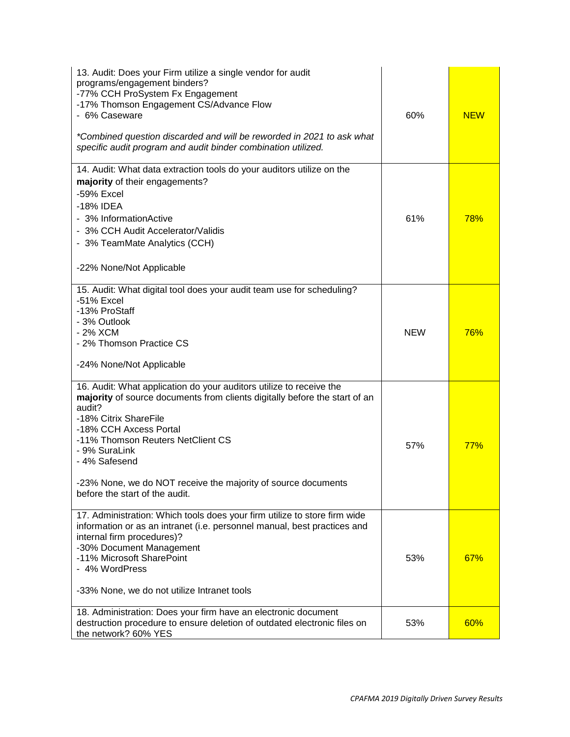| | | |
|---|---|---|
| 13. Audit: Does your Firm utilize a single vendor for audit programs/engagement binders?<br>-77% CCH ProSystem Fx Engagement<br>-17% Thomson Engagement CS/Advance Flow<br>- 6% Caseware<br><br>*\*Combined question discarded and will be reworded in 2021 to ask what specific audit program and audit binder combination utilized.* | 60% | NEW |
| 14. Audit: What data extraction tools do your auditors utilize on the **majority** of their engagements?<br>-59% Excel<br>-18% IDEA<br>- 3% InformationActive<br>- 3% CCH Audit Accelerator/Validis<br>- 3% TeamMate Analytics (CCH)<br><br>-22% None/Not Applicable | 61% | 78% |
| 15. Audit: What digital tool does your audit team use for scheduling?<br>-51% Excel<br>-13% ProStaff<br>- 3% Outlook<br>- 2% XCM<br>- 2% Thomson Practice CS<br><br>-24% None/Not Applicable | NEW | 76% |
| 16. Audit: What application do your auditors utilize to receive the **majority** of source documents from clients digitally before the start of an audit?<br>-18% Citrix ShareFile<br>-18% CCH Axcess Portal<br>-11% Thomson Reuters NetClient CS<br>- 9% SuraLink<br>- 4% Safesend<br><br>-23% None, we do NOT receive the majority of source documents before the start of the audit. | 57% | 77% |
| 17. Administration: Which tools does your firm utilize to store firm wide information or as an intranet (i.e. personnel manual, best practices and internal firm procedures)?<br>-30% Document Management<br>-11% Microsoft SharePoint<br>- 4% WordPress<br><br>-33% None, we do not utilize Intranet tools | 53% | 67% |
| 18. Administration: Does your firm have an electronic document destruction procedure to ensure deletion of outdated electronic files on the network? 60% YES | 53% | 60% |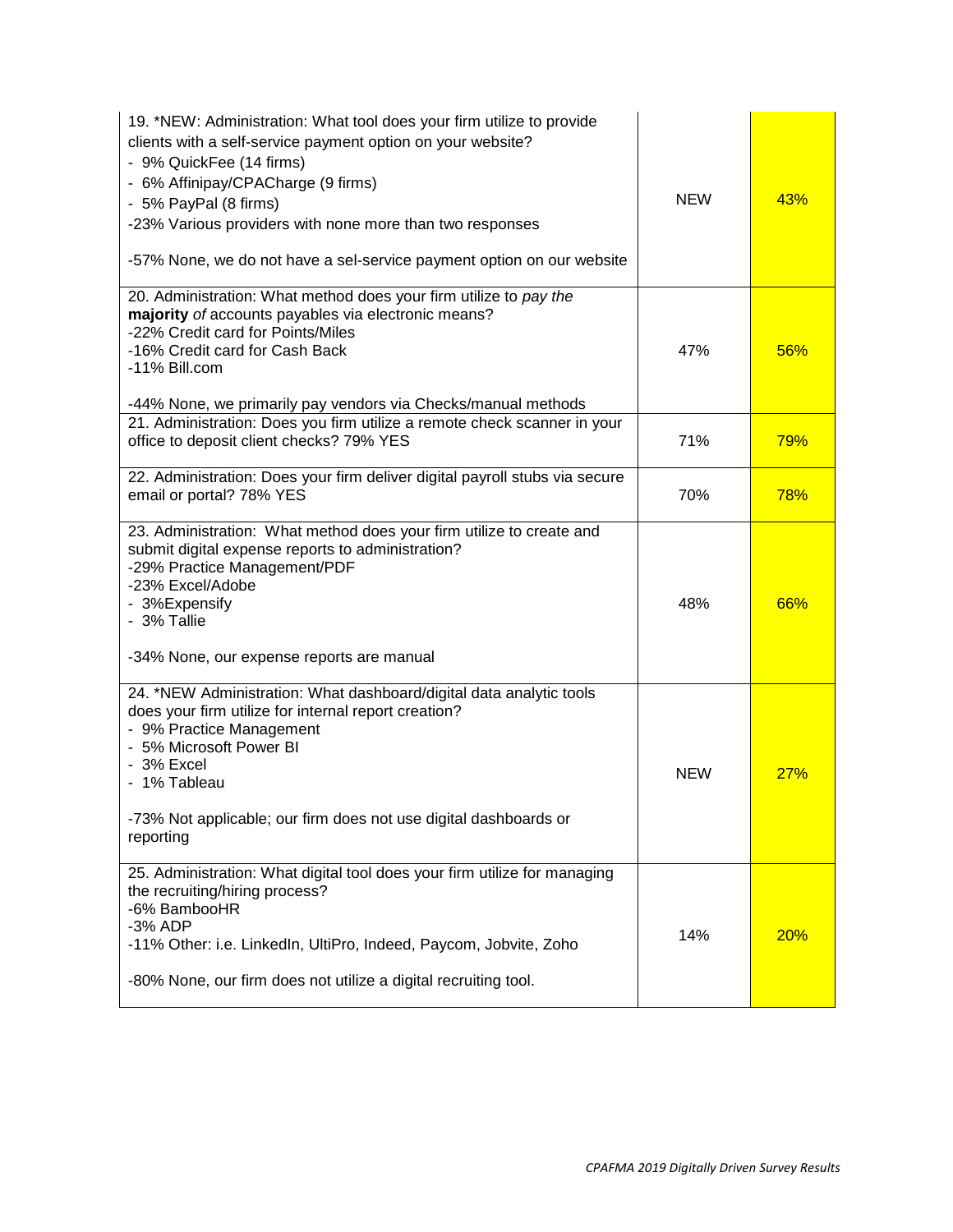| | | |
|---|---|---|
| 19. *NEW: Administration: What tool does your firm utilize to provide clients with a self-service payment option on your website?<br>- 9% QuickFee (14 firms)<br>- 6% Affinipay/CPACharge (9 firms)<br>- 5% PayPal (8 firms)<br>-23% Various providers with none more than two responses<br><br>-57% None, we do not have a sel-service payment option on our website | NEW | 43% |
| 20. Administration: What method does your firm utilize to *pay the* **majority** *of* accounts payables via electronic means?<br>-22% Credit card for Points/Miles<br>-16% Credit card for Cash Back<br>-11% Bill.com<br><br>-44% None, we primarily pay vendors via Checks/manual methods | 47% | 56% |
| 21. Administration: Does you firm utilize a remote check scanner in your office to deposit client checks? 79% YES | 71% | 79% |
| 22. Administration: Does your firm deliver digital payroll stubs via secure email or portal? 78% YES | 70% | 78% |
| 23. Administration: What method does your firm utilize to create and submit digital expense reports to administration?<br>-29% Practice Management/PDF<br>-23% Excel/Adobe<br>- 3%Expensify<br>- 3% Tallie<br><br>-34% None, our expense reports are manual | 48% | 66% |
| 24. *NEW Administration: What dashboard/digital data analytic tools does your firm utilize for internal report creation?<br>- 9% Practice Management<br>- 5% Microsoft Power BI<br>- 3% Excel<br>- 1% Tableau<br><br>-73% Not applicable; our firm does not use digital dashboards or reporting | NEW | 27% |
| 25. Administration: What digital tool does your firm utilize for managing the recruiting/hiring process?<br>-6% BambooHR<br>-3% ADP<br>-11% Other: i.e. LinkedIn, UltiPro, Indeed, Paycom, Jobvite, Zoho<br><br>-80% None, our firm does not utilize a digital recruiting tool. | 14% | 20% |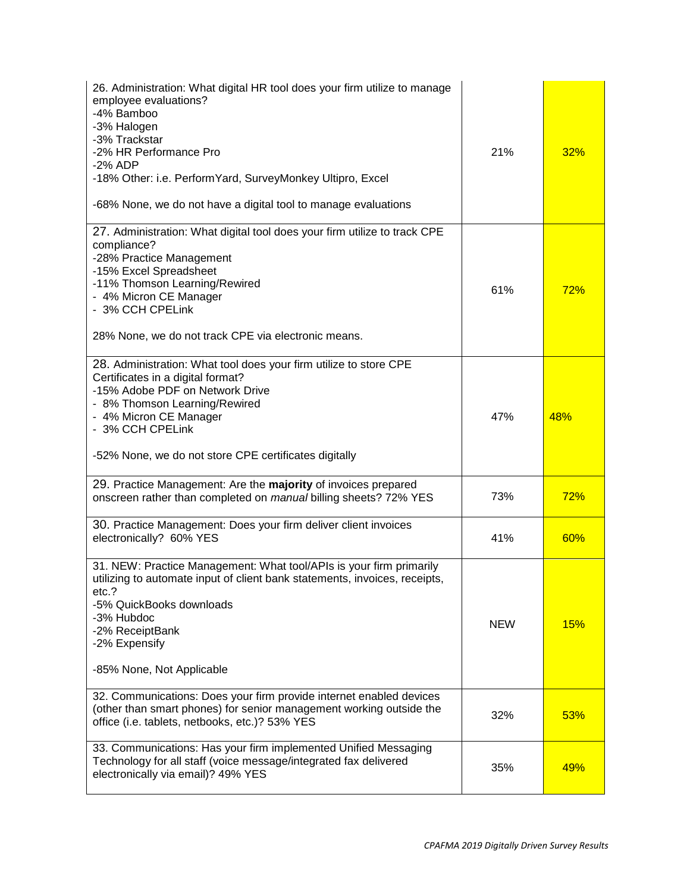| | | |
|---|---|---|
| 26. Administration: What digital HR tool does your firm utilize to manage employee evaluations?<br>-4% Bamboo<br>-3% Halogen<br>-3% Trackstar<br>-2% HR Performance Pro<br>-2% ADP<br>-18% Other: i.e. PerformYard, SurveyMonkey Ultipro, Excel<br><br>-68% None, we do not have a digital tool to manage evaluations | 21% | 32% |
| 27. Administration: What digital tool does your firm utilize to track CPE compliance?<br>-28% Practice Management<br>-15% Excel Spreadsheet<br>-11% Thomson Learning/Rewired<br>- 4% Micron CE Manager<br>- 3% CCH CPELink<br><br>28% None, we do not track CPE via electronic means. | 61% | 72% |
| 28. Administration: What tool does your firm utilize to store CPE Certificates in a digital format?<br>-15% Adobe PDF on Network Drive<br>- 8% Thomson Learning/Rewired<br>- 4% Micron CE Manager<br>- 3% CCH CPELink<br><br>-52% None, we do not store CPE certificates digitally | 47% | 48% |
| 29. Practice Management: Are the **majority** of invoices prepared onscreen rather than completed on *manual* billing sheets? 72% YES | 73% | 72% |
| 30. Practice Management: Does your firm deliver client invoices electronically? 60% YES | 41% | 60% |
| 31. NEW: Practice Management: What tool/APIs is your firm primarily utilizing to automate input of client bank statements, invoices, receipts, etc.?<br>-5% QuickBooks downloads<br>-3% Hubdoc<br>-2% ReceiptBank<br>-2% Expensify<br><br>-85% None, Not Applicable | NEW | 15% |
| 32. Communications: Does your firm provide internet enabled devices (other than smart phones) for senior management working outside the office (i.e. tablets, netbooks, etc.)? 53% YES | 32% | 53% |
| 33. Communications: Has your firm implemented Unified Messaging Technology for all staff (voice message/integrated fax delivered electronically via email)? 49% YES | 35% | 49% |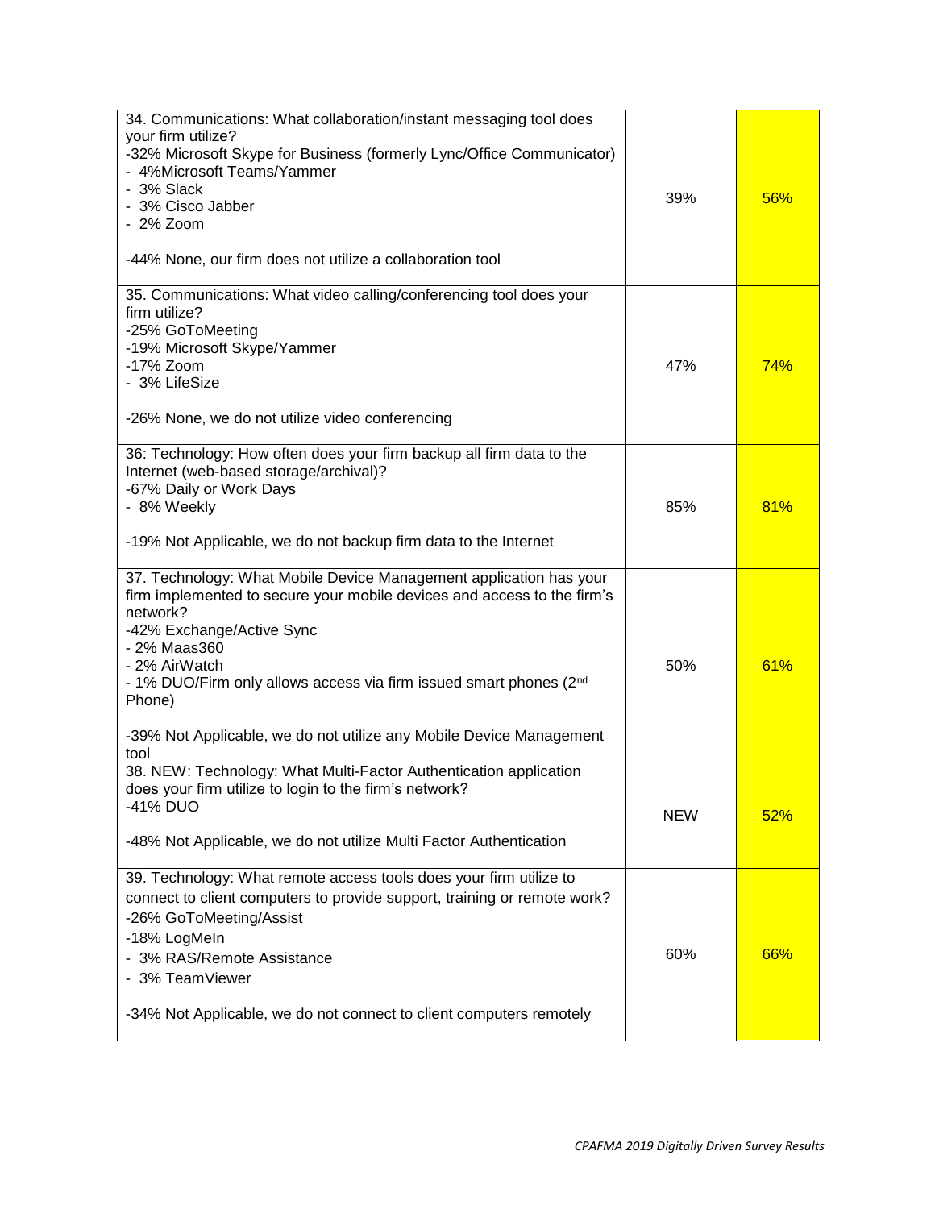| | | |
|---|---|---|
| 34. Communications: What collaboration/instant messaging tool does your firm utilize?<br>-32% Microsoft Skype for Business (formerly Lync/Office Communicator)<br>- 4%Microsoft Teams/Yammer<br>- 3% Slack<br>- 3% Cisco Jabber<br>- 2% Zoom<br><br>-44% None, our firm does not utilize a collaboration tool | 39% | 56% |
| 35. Communications: What video calling/conferencing tool does your firm utilize?<br>-25% GoToMeeting<br>-19% Microsoft Skype/Yammer<br>-17% Zoom<br>- 3% LifeSize<br><br>-26% None, we do not utilize video conferencing | 47% | 74% |
| 36: Technology: How often does your firm backup all firm data to the Internet (web-based storage/archival)?<br>-67% Daily or Work Days<br>- 8% Weekly<br><br>-19% Not Applicable, we do not backup firm data to the Internet | 85% | 81% |
| 37. Technology: What Mobile Device Management application has your firm implemented to secure your mobile devices and access to the firm's network?<br>-42% Exchange/Active Sync<br>- 2% Maas360<br>- 2% AirWatch<br>- 1% DUO/Firm only allows access via firm issued smart phones (2nd Phone)<br><br>-39% Not Applicable, we do not utilize any Mobile Device Management tool | 50% | 61% |
| 38. NEW: Technology: What Multi-Factor Authentication application does your firm utilize to login to the firm's network?<br>-41% DUO<br><br>-48% Not Applicable, we do not utilize Multi Factor Authentication | NEW | 52% |
| 39. Technology: What remote access tools does your firm utilize to connect to client computers to provide support, training or remote work?<br>-26% GoToMeeting/Assist<br>-18% LogMeIn<br>- 3% RAS/Remote Assistance<br>- 3% TeamViewer<br><br>-34% Not Applicable, we do not connect to client computers remotely | 60% | 66% |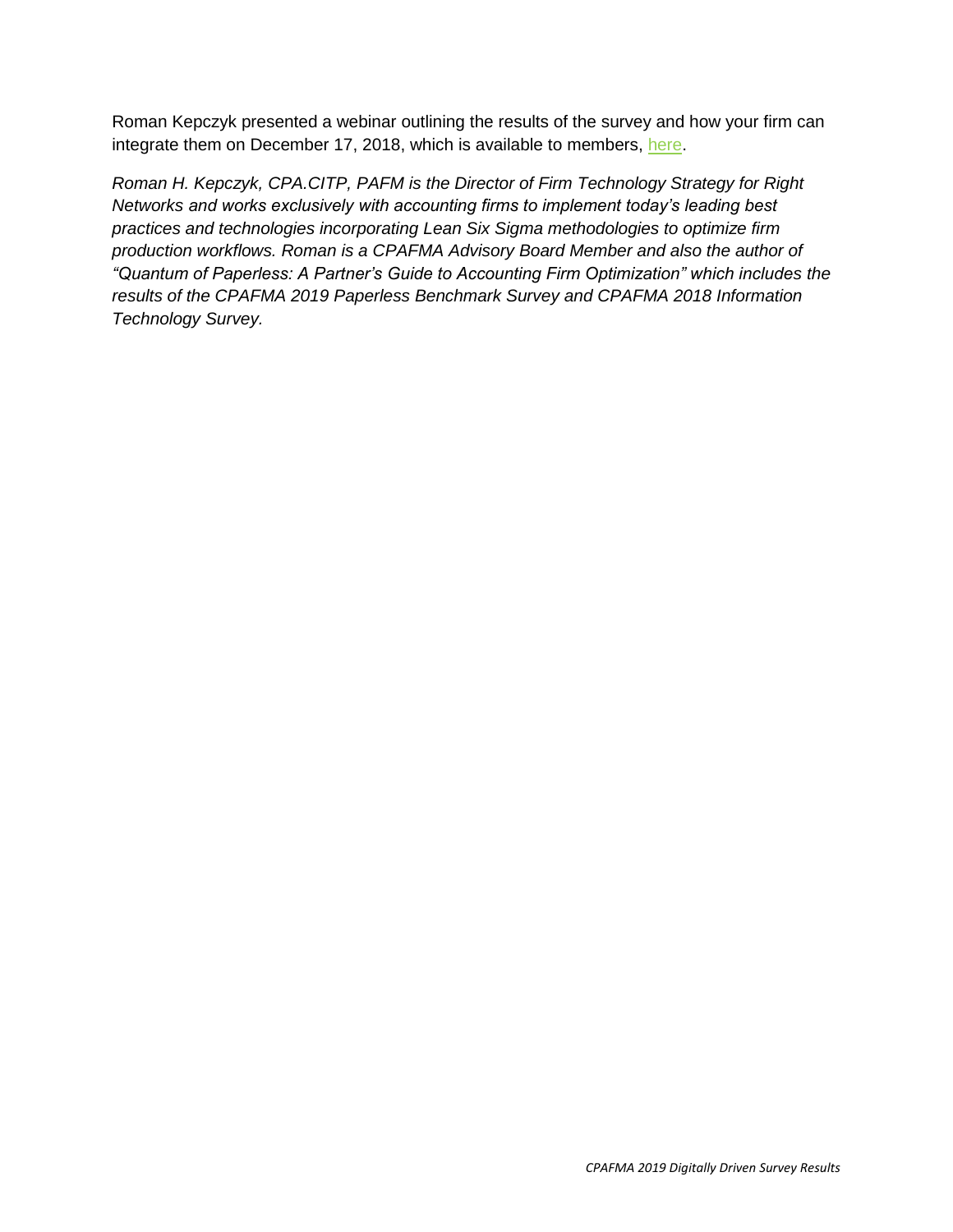Roman Kepczyk presented a webinar outlining the results of the survey and how your firm can integrate them on December 17, 2018, which is available to members, here.

*Roman H. Kepczyk, CPA.CITP, PAFM is the Director of Firm Technology Strategy for Right Networks and works exclusively with accounting firms to implement today's leading best practices and technologies incorporating Lean Six Sigma methodologies to optimize firm production workflows. Roman is a CPAFMA Advisory Board Member and also the author of "Quantum of Paperless: A Partner's Guide to Accounting Firm Optimization" which includes the results of the CPAFMA 2019 Paperless Benchmark Survey and CPAFMA 2018 Information Technology Survey.*